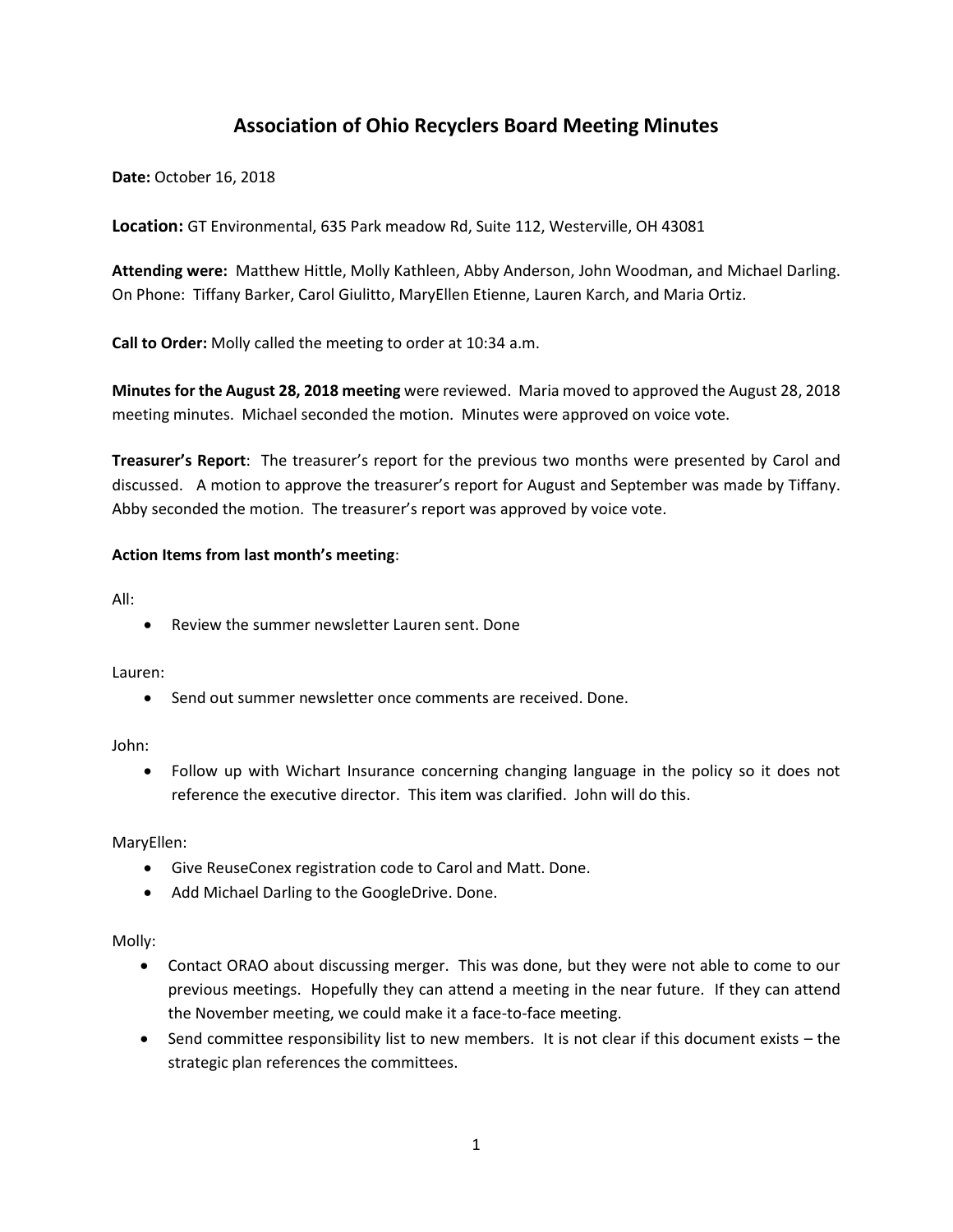# Association of Ohio Recyclers Board Meeting Minutes

**Date:** October 16, 2018

**Location:** GT Environmental, 635 Park meadow Rd, Suite 112, Westerville, OH 43081

**Attending were:** Matthew Hittle, Molly Kathleen, Abby Anderson, John Woodman, and Michael Darling. On Phone: Tiffany Barker, Carol Giulitto, MaryEllen Etienne, Lauren Karch, and Maria Ortiz.

**Call to Order:** Molly called the meeting to order at 10:34 a.m.

**Minutes for the August 28, 2018 meeting** were reviewed. Maria moved to approved the August 28, 2018 meeting minutes. Michael seconded the motion. Minutes were approved on voice vote.

**Treasurer's Report**: The treasurer's report for the previous two months were presented by Carol and discussed. A motion to approve the treasurer's report for August and September was made by Tiffany. Abby seconded the motion. The treasurer's report was approved by voice vote.

**Action Items from last month's meeting**:

All:

- Review the summer newsletter Lauren sent. Done

Lauren:

- Send out summer newsletter once comments are received. Done.

John:

- Follow up with Wichart Insurance concerning changing language in the policy so it does not reference the executive director. This item was clarified. John will do this.

MaryEllen:

- Give ReuseConex registration code to Carol and Matt. Done.
- Add Michael Darling to the GoogleDrive. Done.

Molly:

- Contact ORAO about discussing merger. This was done, but they were not able to come to our previous meetings. Hopefully they can attend a meeting in the near future. If they can attend the November meeting, we could make it a face-to-face meeting.
- Send committee responsibility list to new members. It is not clear if this document exists – the strategic plan references the committees.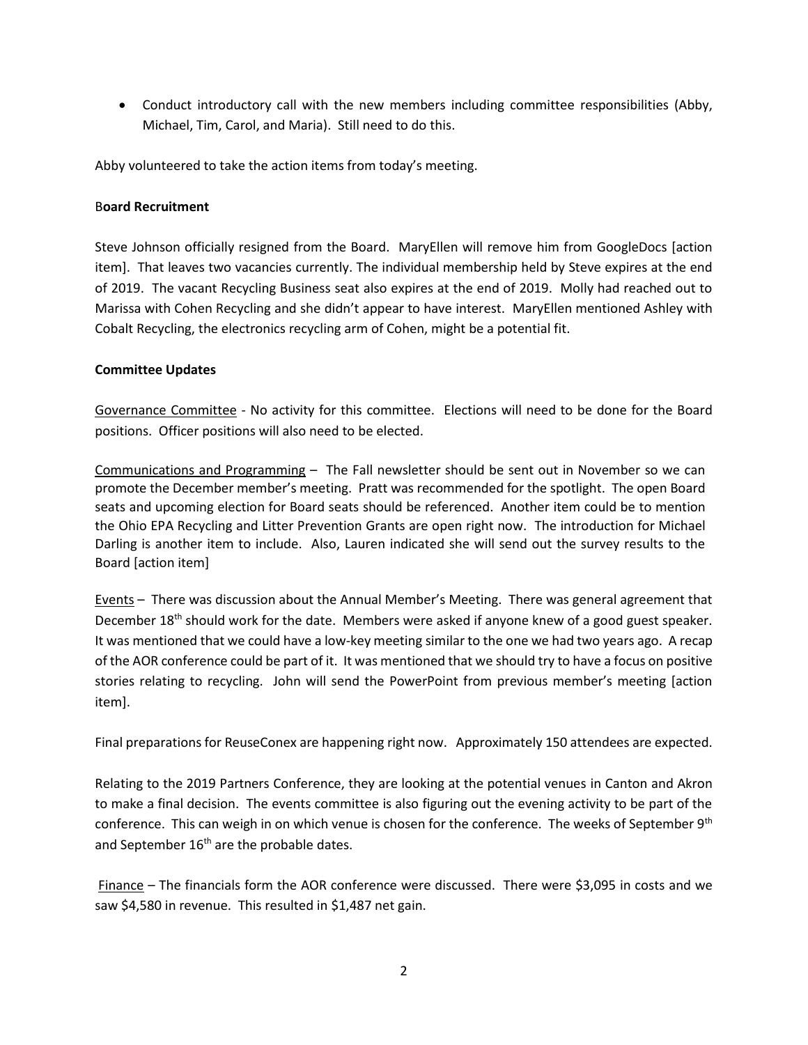- Conduct introductory call with the new members including committee responsibilities (Abby, Michael, Tim, Carol, and Maria). Still need to do this.

Abby volunteered to take the action items from today's meeting.

**Board Recruitment**

Steve Johnson officially resigned from the Board. MaryEllen will remove him from GoogleDocs [action item]. That leaves two vacancies currently. The individual membership held by Steve expires at the end of 2019. The vacant Recycling Business seat also expires at the end of 2019. Molly had reached out to Marissa with Cohen Recycling and she didn't appear to have interest. MaryEllen mentioned Ashley with Cobalt Recycling, the electronics recycling arm of Cohen, might be a potential fit.

**Committee Updates**

Governance Committee - No activity for this committee. Elections will need to be done for the Board positions. Officer positions will also need to be elected.

Communications and Programming – The Fall newsletter should be sent out in November so we can promote the December member's meeting. Pratt was recommended for the spotlight. The open Board seats and upcoming election for Board seats should be referenced. Another item could be to mention the Ohio EPA Recycling and Litter Prevention Grants are open right now. The introduction for Michael Darling is another item to include. Also, Lauren indicated she will send out the survey results to the Board [action item]

Events – There was discussion about the Annual Member's Meeting. There was general agreement that December 18th should work for the date. Members were asked if anyone knew of a good guest speaker. It was mentioned that we could have a low-key meeting similar to the one we had two years ago. A recap of the AOR conference could be part of it. It was mentioned that we should try to have a focus on positive stories relating to recycling. John will send the PowerPoint from previous member's meeting [action item].

Final preparations for ReuseConex are happening right now. Approximately 150 attendees are expected.

Relating to the 2019 Partners Conference, they are looking at the potential venues in Canton and Akron to make a final decision. The events committee is also figuring out the evening activity to be part of the conference. This can weigh in on which venue is chosen for the conference. The weeks of September 9th and September 16th are the probable dates.

Finance – The financials form the AOR conference were discussed. There were $3,095 in costs and we saw $4,580 in revenue. This resulted in $1,487 net gain.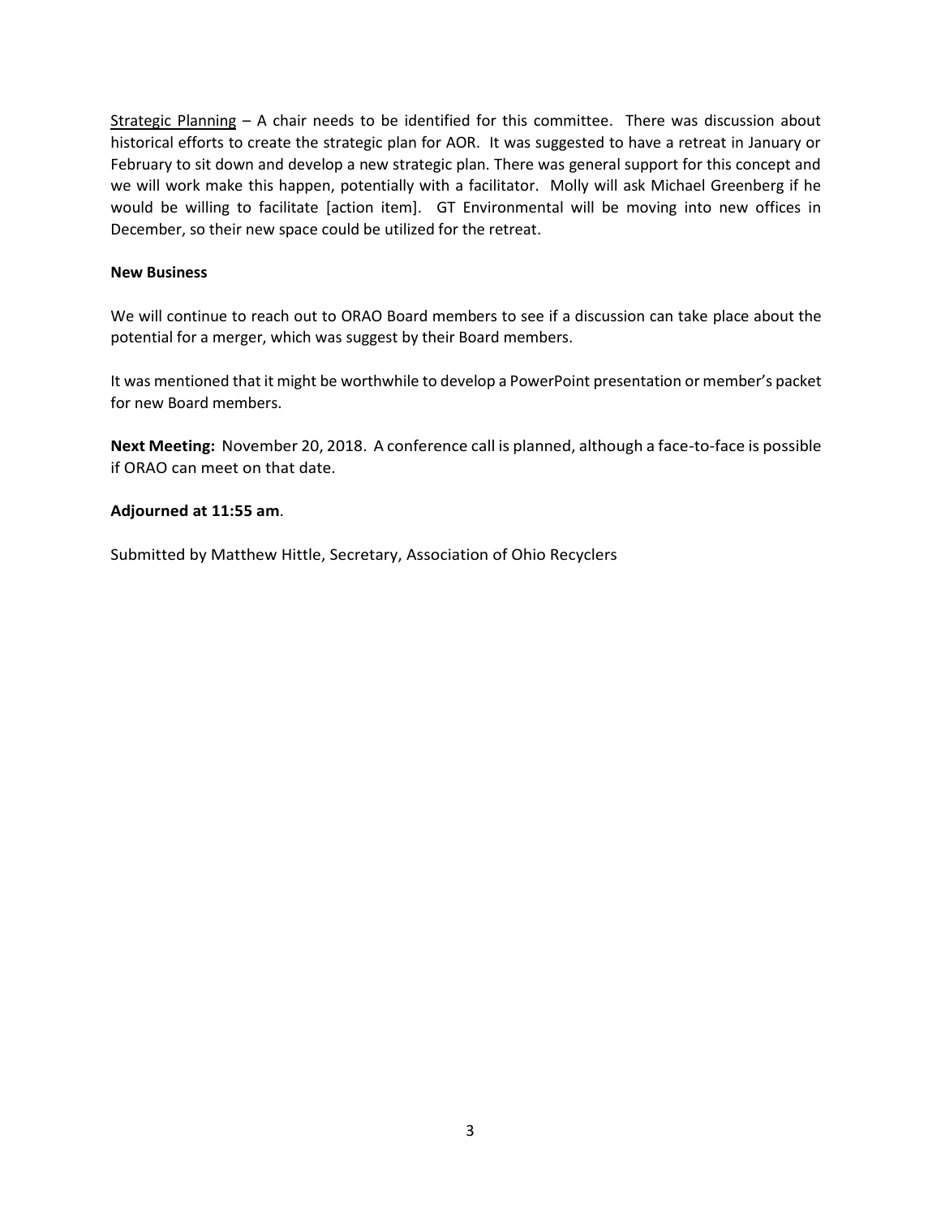Strategic Planning – A chair needs to be identified for this committee. There was discussion about historical efforts to create the strategic plan for AOR. It was suggested to have a retreat in January or February to sit down and develop a new strategic plan. There was general support for this concept and we will work make this happen, potentially with a facilitator. Molly will ask Michael Greenberg if he would be willing to facilitate [action item]. GT Environmental will be moving into new offices in December, so their new space could be utilized for the retreat.

**New Business**

We will continue to reach out to ORAO Board members to see if a discussion can take place about the potential for a merger, which was suggest by their Board members.

It was mentioned that it might be worthwhile to develop a PowerPoint presentation or member's packet for new Board members.

**Next Meeting:** November 20, 2018. A conference call is planned, although a face-to-face is possible if ORAO can meet on that date.

**Adjourned at 11:55 am**.

Submitted by Matthew Hittle, Secretary, Association of Ohio Recyclers